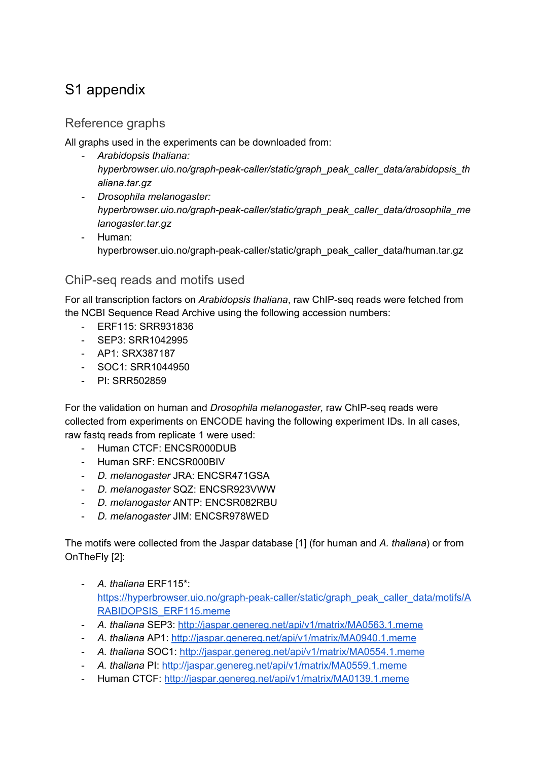# S1 appendix

## Reference graphs

All graphs used in the experiments can be downloaded from:

- *Arabidopsis thaliana: hyperbrowser.uio.no/graph-peak-caller/static/graph_peak_caller_data/arabidopsis_thaliana.tar.gz*
- *Drosophila melanogaster: hyperbrowser.uio.no/graph-peak-caller/static/graph_peak_caller_data/drosophila_melanogaster.tar.gz*
- Human: hyperbrowser.uio.no/graph-peak-caller/static/graph_peak_caller_data/human.tar.gz

## ChiP-seq reads and motifs used

For all transcription factors on *Arabidopsis thaliana*, raw ChIP-seq reads were fetched from the NCBI Sequence Read Archive using the following accession numbers:

- ERF115: SRR931836
- SEP3: SRR1042995
- AP1: SRX387187
- SOC1: SRR1044950
- PI: SRR502859

For the validation on human and *Drosophila melanogaster,* raw ChIP-seq reads were collected from experiments on ENCODE having the following experiment IDs. In all cases, raw fastq reads from replicate 1 were used:

- Human CTCF: ENCSR000DUB
- Human SRF: ENCSR000BIV
- *D. melanogaster* JRA: ENCSR471GSA
- *D. melanogaster* SQZ: ENCSR923VWW
- *D. melanogaster* ANTP: ENCSR082RBU
- *D. melanogaster* JIM: ENCSR978WED

The motifs were collected from the Jaspar database [1] (for human and *A. thaliana*) or from OnTheFly [2]:

- *A. thaliana* ERF115*: https://hyperbrowser.uio.no/graph-peak-caller/static/graph_peak_caller_data/motifs/ARABIDOPSIS_ERF115.meme
- *A. thaliana* SEP3: http://jaspar.genereg.net/api/v1/matrix/MA0563.1.meme
- *A. thaliana* AP1: http://jaspar.genereg.net/api/v1/matrix/MA0940.1.meme
- *A. thaliana* SOC1: http://jaspar.genereg.net/api/v1/matrix/MA0554.1.meme
- *A. thaliana* PI: http://jaspar.genereg.net/api/v1/matrix/MA0559.1.meme
- Human CTCF: http://jaspar.genereg.net/api/v1/matrix/MA0139.1.meme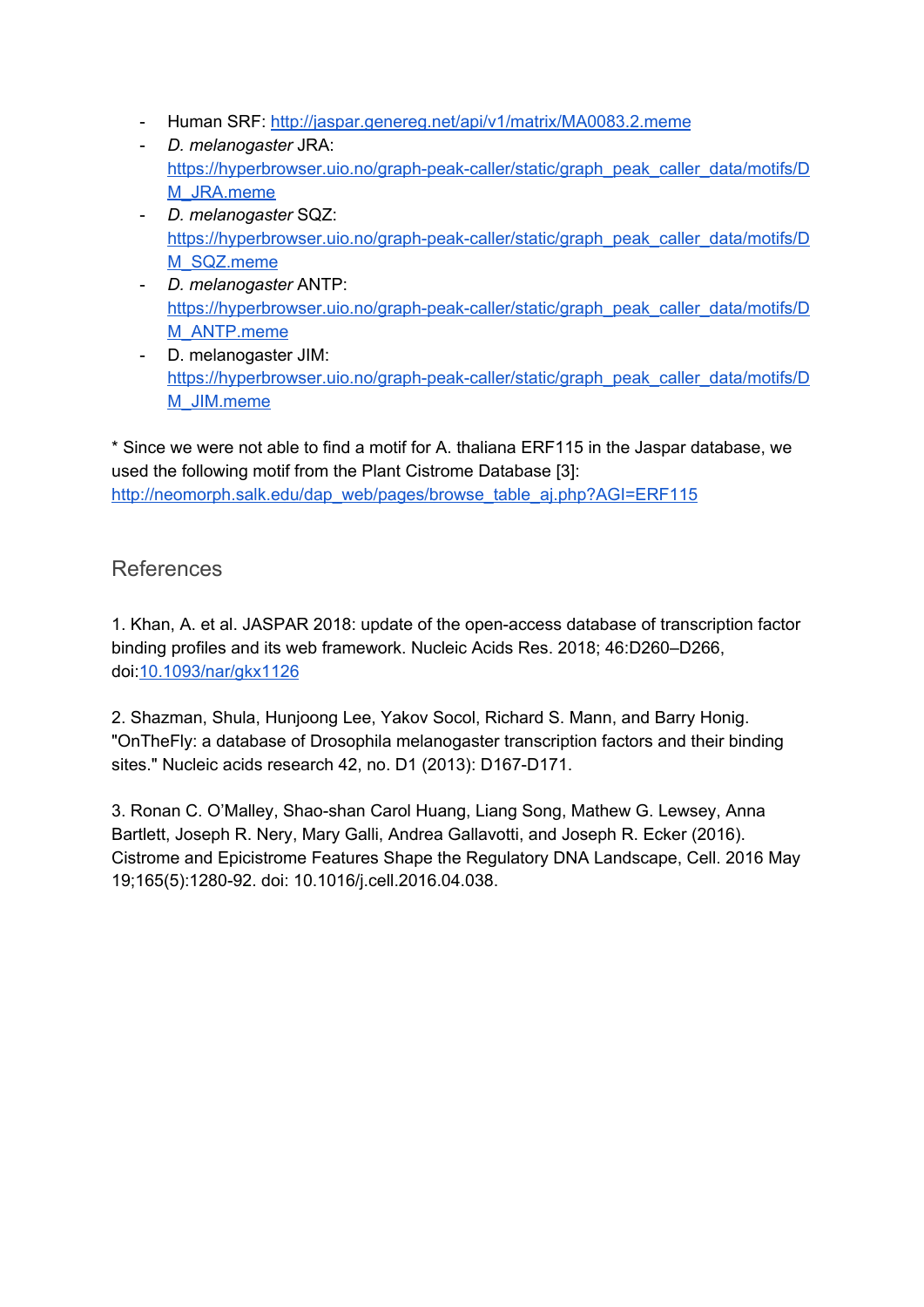- Human SRF: http://jaspar.genereg.net/api/v1/matrix/MA0083.2.meme
- *D. melanogaster* JRA: https://hyperbrowser.uio.no/graph-peak-caller/static/graph_peak_caller_data/motifs/DM_JRA.meme
- *D. melanogaster* SQZ: https://hyperbrowser.uio.no/graph-peak-caller/static/graph_peak_caller_data/motifs/DM_SQZ.meme
- *D. melanogaster* ANTP: https://hyperbrowser.uio.no/graph-peak-caller/static/graph_peak_caller_data/motifs/DM_ANTP.meme
- D. melanogaster JIM: https://hyperbrowser.uio.no/graph-peak-caller/static/graph_peak_caller_data/motifs/DM_JIM.meme

* Since we were not able to find a motif for A. thaliana ERF115 in the Jaspar database, we used the following motif from the Plant Cistrome Database [3]: http://neomorph.salk.edu/dap_web/pages/browse_table_aj.php?AGI=ERF115

## References

1. Khan, A. et al. JASPAR 2018: update of the open-access database of transcription factor binding profiles and its web framework. Nucleic Acids Res. 2018; 46:D260–D266, doi:10.1093/nar/gkx1126

2. Shazman, Shula, Hunjoong Lee, Yakov Socol, Richard S. Mann, and Barry Honig. "OnTheFly: a database of Drosophila melanogaster transcription factors and their binding sites." Nucleic acids research 42, no. D1 (2013): D167-D171.

3. Ronan C. O'Malley, Shao-shan Carol Huang, Liang Song, Mathew G. Lewsey, Anna Bartlett, Joseph R. Nery, Mary Galli, Andrea Gallavotti, and Joseph R. Ecker (2016). Cistrome and Epicistrome Features Shape the Regulatory DNA Landscape, Cell. 2016 May 19;165(5):1280-92. doi: 10.1016/j.cell.2016.04.038.